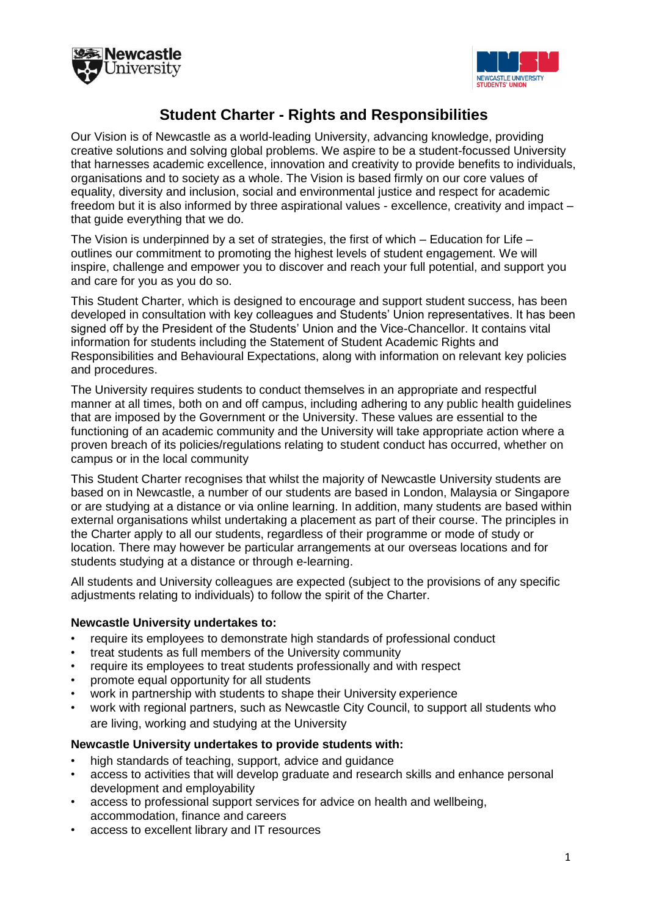# Student Charter - Rights and Responsibilities

Our Vision is of Newcastle as a world-leading University, advancing knowledge, providing creative solutions and solving global problems. We aspire to be a student-focussed University that harnesses academic excellence, innovation and creativity to provide benefits to individuals, organisations and to society as a whole. The Vision is based firmly on our core values of equality, diversity and inclusion, social and environmental justice and respect for academic freedom but it is also informed by three aspirational values - excellence, creativity and impact – that guide everything that we do.

The Vision is underpinned by a set of strategies, the first of which – Education for Life – outlines our commitment to promoting the highest levels of student engagement. We will inspire, challenge and empower you to discover and reach your full potential, and support you and care for you as you do so.

This Student Charter, which is designed to encourage and support student success, has been developed in consultation with key colleagues and Students' Union representatives. It has been signed off by the President of the Students' Union and the Vice-Chancellor. It contains vital information for students including the Statement of Student Academic Rights and Responsibilities and Behavioural Expectations, along with information on relevant key policies and procedures.

The University requires students to conduct themselves in an appropriate and respectful manner at all times, both on and off campus, including adhering to any public health guidelines that are imposed by the Government or the University. These values are essential to the functioning of an academic community and the University will take appropriate action where a proven breach of its policies/regulations relating to student conduct has occurred, whether on campus or in the local community

This Student Charter recognises that whilst the majority of Newcastle University students are based on in Newcastle, a number of our students are based in London, Malaysia or Singapore or are studying at a distance or via online learning. In addition, many students are based within external organisations whilst undertaking a placement as part of their course. The principles in the Charter apply to all our students, regardless of their programme or mode of study or location. There may however be particular arrangements at our overseas locations and for students studying at a distance or through e-learning.

All students and University colleagues are expected (subject to the provisions of any specific adjustments relating to individuals) to follow the spirit of the Charter.

**Newcastle University undertakes to:**

- require its employees to demonstrate high standards of professional conduct
- treat students as full members of the University community
- require its employees to treat students professionally and with respect
- promote equal opportunity for all students
- work in partnership with students to shape their University experience
- work with regional partners, such as Newcastle City Council, to support all students who are living, working and studying at the University

**Newcastle University undertakes to provide students with:**

- high standards of teaching, support, advice and guidance
- access to activities that will develop graduate and research skills and enhance personal development and employability
- access to professional support services for advice on health and wellbeing, accommodation, finance and careers
- access to excellent library and IT resources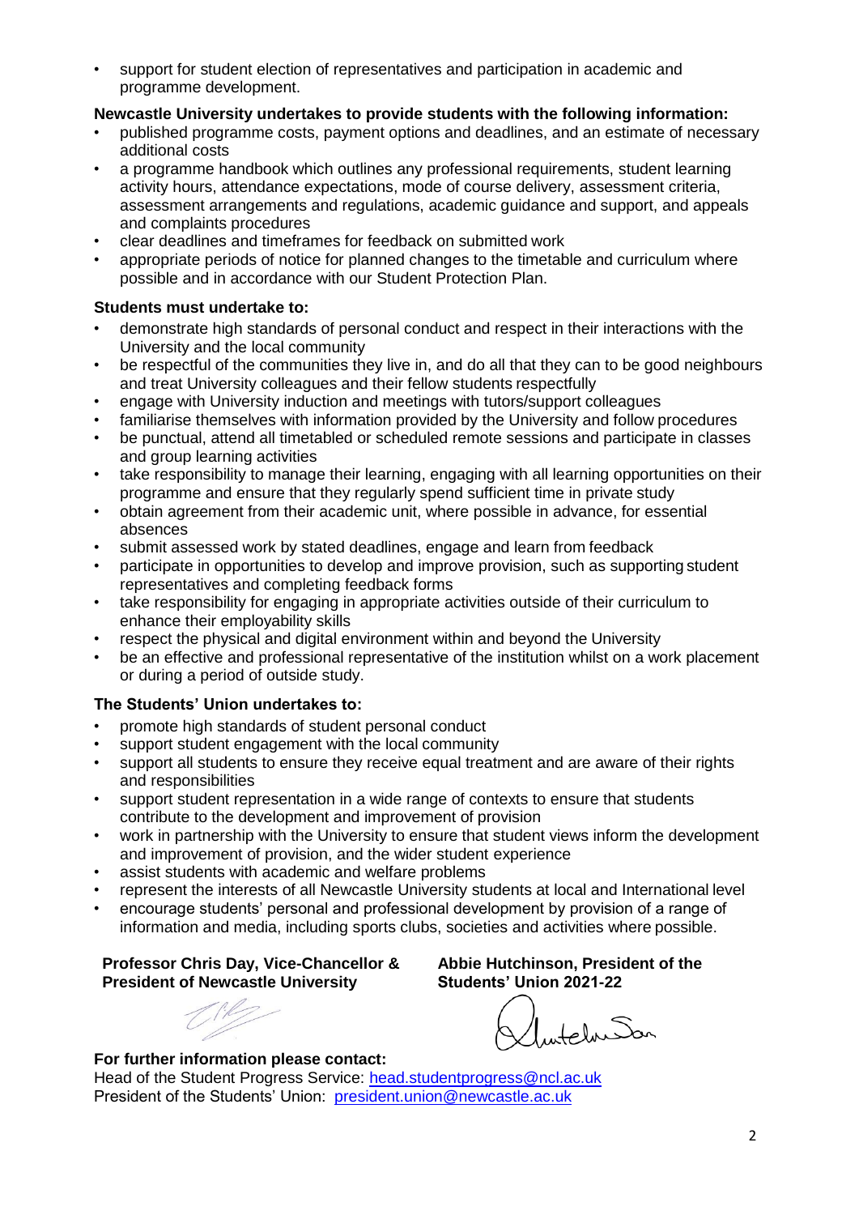- support for student election of representatives and participation in academic and programme development.

**Newcastle University undertakes to provide students with the following information:**

- published programme costs, payment options and deadlines, and an estimate of necessary additional costs
- a programme handbook which outlines any professional requirements, student learning activity hours, attendance expectations, mode of course delivery, assessment criteria, assessment arrangements and regulations, academic guidance and support, and appeals and complaints procedures
- clear deadlines and timeframes for feedback on submitted work
- appropriate periods of notice for planned changes to the timetable and curriculum where possible and in accordance with our Student Protection Plan.

**Students must undertake to:**

- demonstrate high standards of personal conduct and respect in their interactions with the University and the local community
- be respectful of the communities they live in, and do all that they can to be good neighbours and treat University colleagues and their fellow students respectfully
- engage with University induction and meetings with tutors/support colleagues
- familiarise themselves with information provided by the University and follow procedures
- be punctual, attend all timetabled or scheduled remote sessions and participate in classes and group learning activities
- take responsibility to manage their learning, engaging with all learning opportunities on their programme and ensure that they regularly spend sufficient time in private study
- obtain agreement from their academic unit, where possible in advance, for essential absences
- submit assessed work by stated deadlines, engage and learn from feedback
- participate in opportunities to develop and improve provision, such as supporting student representatives and completing feedback forms
- take responsibility for engaging in appropriate activities outside of their curriculum to enhance their employability skills
- respect the physical and digital environment within and beyond the University
- be an effective and professional representative of the institution whilst on a work placement or during a period of outside study.

**The Students' Union undertakes to:**

- promote high standards of student personal conduct
- support student engagement with the local community
- support all students to ensure they receive equal treatment and are aware of their rights and responsibilities
- support student representation in a wide range of contexts to ensure that students contribute to the development and improvement of provision
- work in partnership with the University to ensure that student views inform the development and improvement of provision, and the wider student experience
- assist students with academic and welfare problems
- represent the interests of all Newcastle University students at local and International level
- encourage students' personal and professional development by provision of a range of information and media, including sports clubs, societies and activities where possible.

**Professor Chris Day, Vice-Chancellor & President of Newcastle University**

**Abbie Hutchinson, President of the Students' Union 2021-22**

**For further information please contact:**

Head of the Student Progress Service: head.studentprogress@ncl.ac.uk
President of the Students' Union: president.union@newcastle.ac.uk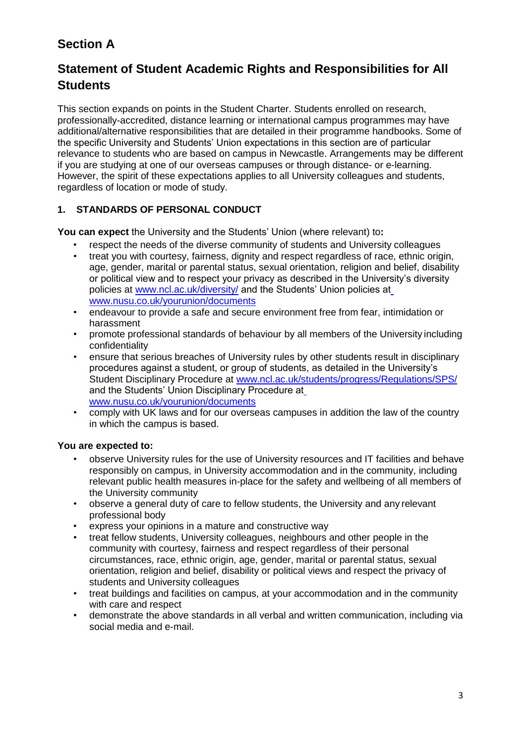## Section A

## Statement of Student Academic Rights and Responsibilities for All Students

This section expands on points in the Student Charter. Students enrolled on research, professionally-accredited, distance learning or international campus programmes may have additional/alternative responsibilities that are detailed in their programme handbooks. Some of the specific University and Students' Union expectations in this section are of particular relevance to students who are based on campus in Newcastle. Arrangements may be different if you are studying at one of our overseas campuses or through distance- or e-learning. However, the spirit of these expectations applies to all University colleagues and students, regardless of location or mode of study.

### 1. STANDARDS OF PERSONAL CONDUCT

**You can expect** the University and the Students' Union (where relevant) to**:**

- respect the needs of the diverse community of students and University colleagues
- treat you with courtesy, fairness, dignity and respect regardless of race, ethnic origin, age, gender, marital or parental status, sexual orientation, religion and belief, disability or political view and to respect your privacy as described in the University's diversity policies at www.ncl.ac.uk/diversity/ and the Students' Union policies at www.nusu.co.uk/yourunion/documents
- endeavour to provide a safe and secure environment free from fear, intimidation or harassment
- promote professional standards of behaviour by all members of the University including confidentiality
- ensure that serious breaches of University rules by other students result in disciplinary procedures against a student, or group of students, as detailed in the University's Student Disciplinary Procedure at www.ncl.ac.uk/students/progress/Regulations/SPS/ and the Students' Union Disciplinary Procedure at www.nusu.co.uk/yourunion/documents
- comply with UK laws and for our overseas campuses in addition the law of the country in which the campus is based.

**You are expected to:**

- observe University rules for the use of University resources and IT facilities and behave responsibly on campus, in University accommodation and in the community, including relevant public health measures in-place for the safety and wellbeing of all members of the University community
- observe a general duty of care to fellow students, the University and any relevant professional body
- express your opinions in a mature and constructive way
- treat fellow students, University colleagues, neighbours and other people in the community with courtesy, fairness and respect regardless of their personal circumstances, race, ethnic origin, age, gender, marital or parental status, sexual orientation, religion and belief, disability or political views and respect the privacy of students and University colleagues
- treat buildings and facilities on campus, at your accommodation and in the community with care and respect
- demonstrate the above standards in all verbal and written communication, including via social media and e-mail.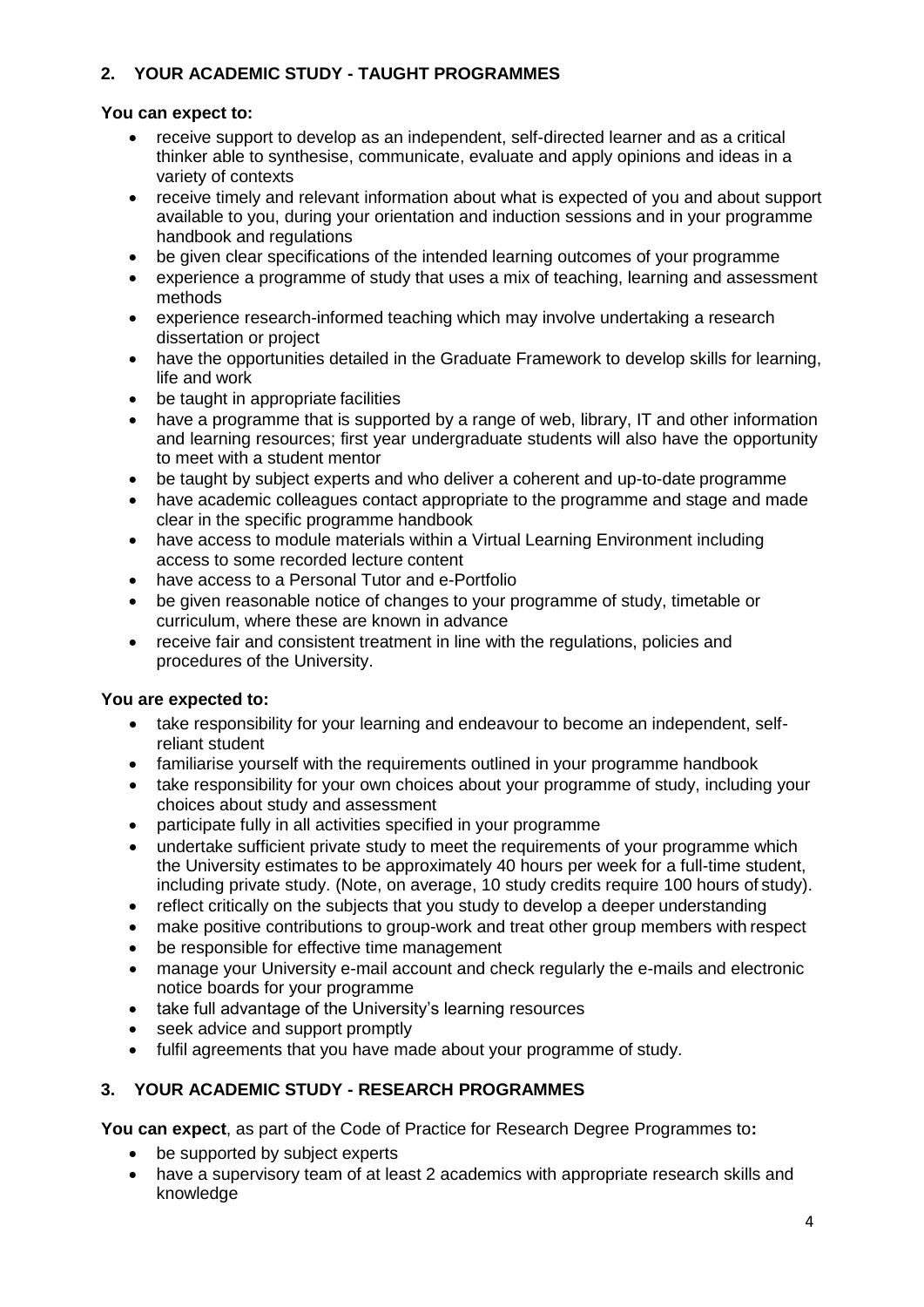## 2. YOUR ACADEMIC STUDY - TAUGHT PROGRAMMES

**You can expect to:**

- receive support to develop as an independent, self-directed learner and as a critical thinker able to synthesise, communicate, evaluate and apply opinions and ideas in a variety of contexts
- receive timely and relevant information about what is expected of you and about support available to you, during your orientation and induction sessions and in your programme handbook and regulations
- be given clear specifications of the intended learning outcomes of your programme
- experience a programme of study that uses a mix of teaching, learning and assessment methods
- experience research-informed teaching which may involve undertaking a research dissertation or project
- have the opportunities detailed in the Graduate Framework to develop skills for learning, life and work
- be taught in appropriate facilities
- have a programme that is supported by a range of web, library, IT and other information and learning resources; first year undergraduate students will also have the opportunity to meet with a student mentor
- be taught by subject experts and who deliver a coherent and up-to-date programme
- have academic colleagues contact appropriate to the programme and stage and made clear in the specific programme handbook
- have access to module materials within a Virtual Learning Environment including access to some recorded lecture content
- have access to a Personal Tutor and e-Portfolio
- be given reasonable notice of changes to your programme of study, timetable or curriculum, where these are known in advance
- receive fair and consistent treatment in line with the regulations, policies and procedures of the University.

**You are expected to:**

- take responsibility for your learning and endeavour to become an independent, self-reliant student
- familiarise yourself with the requirements outlined in your programme handbook
- take responsibility for your own choices about your programme of study, including your choices about study and assessment
- participate fully in all activities specified in your programme
- undertake sufficient private study to meet the requirements of your programme which the University estimates to be approximately 40 hours per week for a full-time student, including private study. (Note, on average, 10 study credits require 100 hours of study).
- reflect critically on the subjects that you study to develop a deeper understanding
- make positive contributions to group-work and treat other group members with respect
- be responsible for effective time management
- manage your University e-mail account and check regularly the e-mails and electronic notice boards for your programme
- take full advantage of the University's learning resources
- seek advice and support promptly
- fulfil agreements that you have made about your programme of study.

## 3. YOUR ACADEMIC STUDY - RESEARCH PROGRAMMES

**You can expect**, as part of the Code of Practice for Research Degree Programmes to**:**

- be supported by subject experts
- have a supervisory team of at least 2 academics with appropriate research skills and knowledge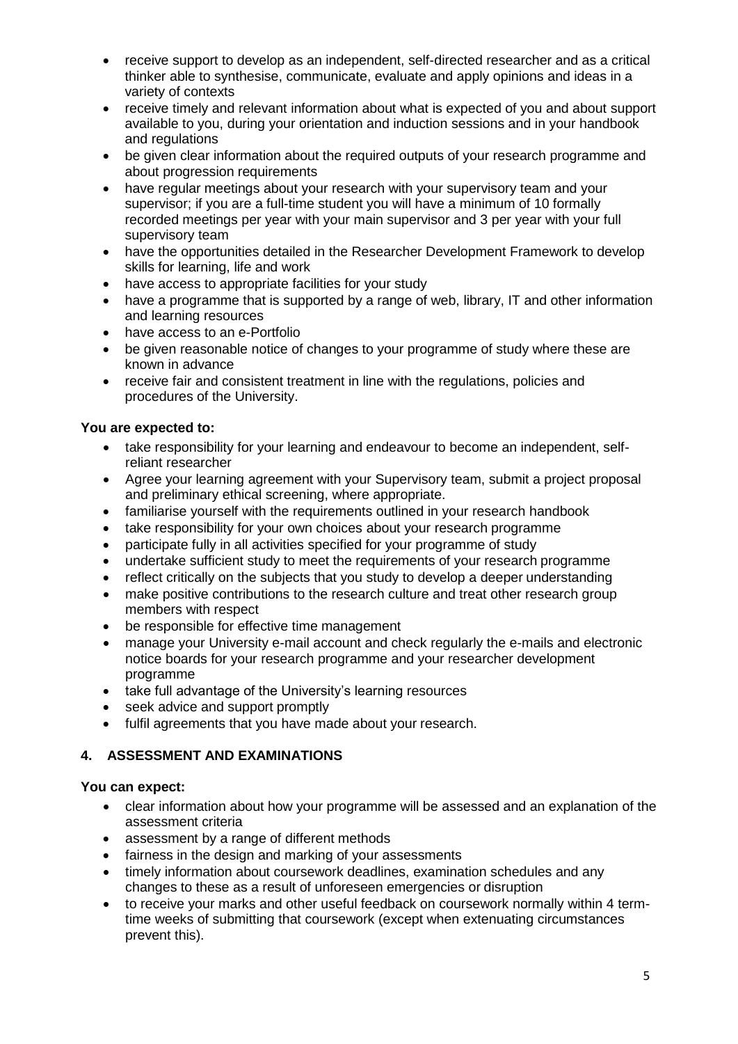- receive support to develop as an independent, self-directed researcher and as a critical thinker able to synthesise, communicate, evaluate and apply opinions and ideas in a variety of contexts
- receive timely and relevant information about what is expected of you and about support available to you, during your orientation and induction sessions and in your handbook and regulations
- be given clear information about the required outputs of your research programme and about progression requirements
- have regular meetings about your research with your supervisory team and your supervisor; if you are a full-time student you will have a minimum of 10 formally recorded meetings per year with your main supervisor and 3 per year with your full supervisory team
- have the opportunities detailed in the Researcher Development Framework to develop skills for learning, life and work
- have access to appropriate facilities for your study
- have a programme that is supported by a range of web, library, IT and other information and learning resources
- have access to an e-Portfolio
- be given reasonable notice of changes to your programme of study where these are known in advance
- receive fair and consistent treatment in line with the regulations, policies and procedures of the University.

**You are expected to:**

- take responsibility for your learning and endeavour to become an independent, self-reliant researcher
- Agree your learning agreement with your Supervisory team, submit a project proposal and preliminary ethical screening, where appropriate.
- familiarise yourself with the requirements outlined in your research handbook
- take responsibility for your own choices about your research programme
- participate fully in all activities specified for your programme of study
- undertake sufficient study to meet the requirements of your research programme
- reflect critically on the subjects that you study to develop a deeper understanding
- make positive contributions to the research culture and treat other research group members with respect
- be responsible for effective time management
- manage your University e-mail account and check regularly the e-mails and electronic notice boards for your research programme and your researcher development programme
- take full advantage of the University's learning resources
- seek advice and support promptly
- fulfil agreements that you have made about your research.

## 4. ASSESSMENT AND EXAMINATIONS

**You can expect:**

- clear information about how your programme will be assessed and an explanation of the assessment criteria
- assessment by a range of different methods
- fairness in the design and marking of your assessments
- timely information about coursework deadlines, examination schedules and any changes to these as a result of unforeseen emergencies or disruption
- to receive your marks and other useful feedback on coursework normally within 4 term-time weeks of submitting that coursework (except when extenuating circumstances prevent this).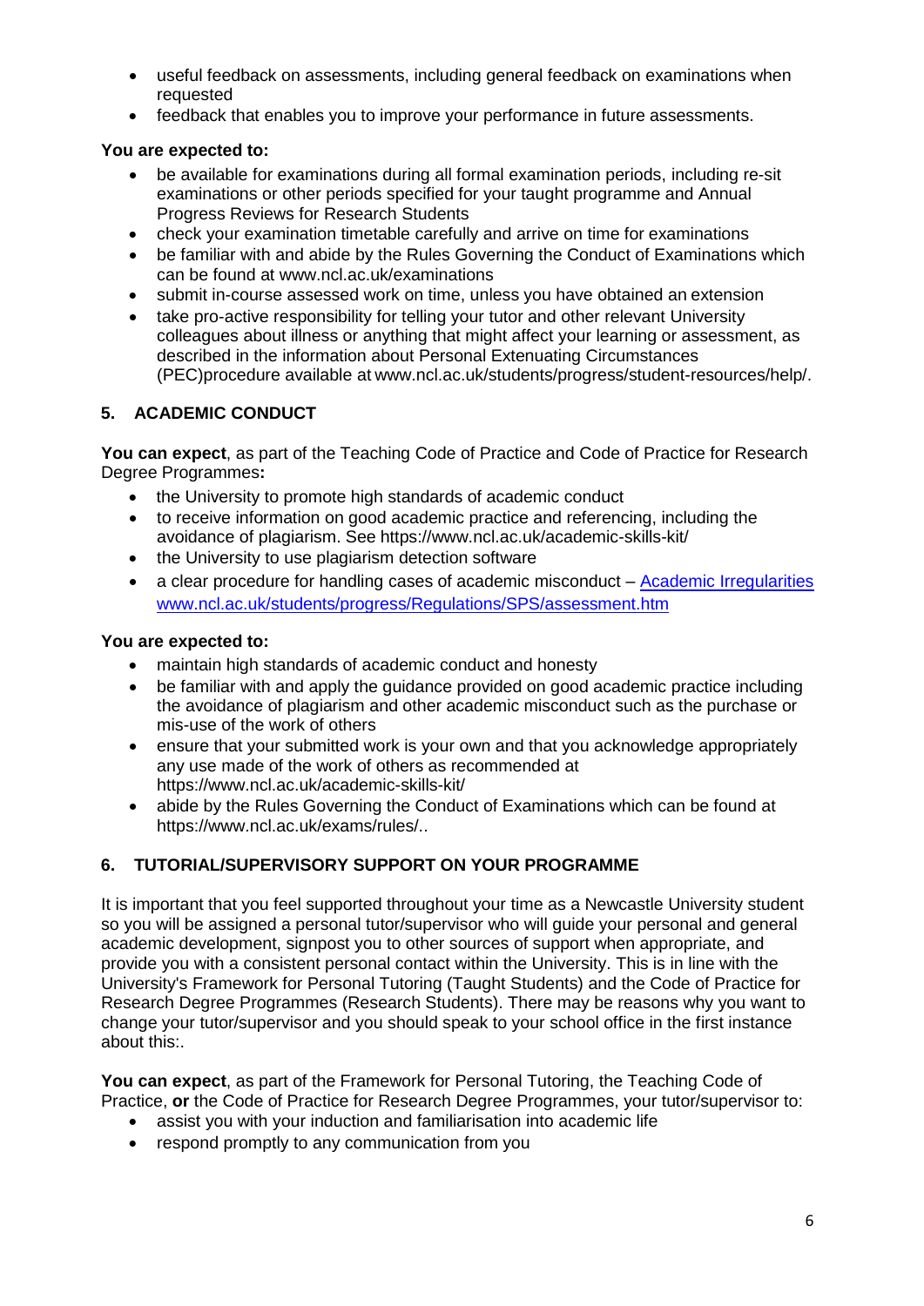- useful feedback on assessments, including general feedback on examinations when requested
- feedback that enables you to improve your performance in future assessments.

**You are expected to:**

- be available for examinations during all formal examination periods, including re-sit examinations or other periods specified for your taught programme and Annual Progress Reviews for Research Students
- check your examination timetable carefully and arrive on time for examinations
- be familiar with and abide by the Rules Governing the Conduct of Examinations which can be found at www.ncl.ac.uk/examinations
- submit in-course assessed work on time, unless you have obtained an extension
- take pro-active responsibility for telling your tutor and other relevant University colleagues about illness or anything that might affect your learning or assessment, as described in the information about Personal Extenuating Circumstances (PEC)procedure available at www.ncl.ac.uk/students/progress/student-resources/help/.

## 5. ACADEMIC CONDUCT

**You can expect**, as part of the Teaching Code of Practice and Code of Practice for Research Degree Programmes**:**

- the University to promote high standards of academic conduct
- to receive information on good academic practice and referencing, including the avoidance of plagiarism. See https://www.ncl.ac.uk/academic-skills-kit/
- the University to use plagiarism detection software
- a clear procedure for handling cases of academic misconduct – [Academic Irregularities www.ncl.ac.uk/students/progress/Regulations/SPS/assessment.htm](www.ncl.ac.uk/students/progress/Regulations/SPS/assessment.htm)

**You are expected to:**

- maintain high standards of academic conduct and honesty
- be familiar with and apply the guidance provided on good academic practice including the avoidance of plagiarism and other academic misconduct such as the purchase or mis-use of the work of others
- ensure that your submitted work is your own and that you acknowledge appropriately any use made of the work of others as recommended at https://www.ncl.ac.uk/academic-skills-kit/
- abide by the Rules Governing the Conduct of Examinations which can be found at https://www.ncl.ac.uk/exams/rules/..

## 6. TUTORIAL/SUPERVISORY SUPPORT ON YOUR PROGRAMME

It is important that you feel supported throughout your time as a Newcastle University student so you will be assigned a personal tutor/supervisor who will guide your personal and general academic development, signpost you to other sources of support when appropriate, and provide you with a consistent personal contact within the University. This is in line with the University's Framework for Personal Tutoring (Taught Students) and the Code of Practice for Research Degree Programmes (Research Students). There may be reasons why you want to change your tutor/supervisor and you should speak to your school office in the first instance about this:.

**You can expect**, as part of the Framework for Personal Tutoring, the Teaching Code of Practice, **or** the Code of Practice for Research Degree Programmes, your tutor/supervisor to:

- assist you with your induction and familiarisation into academic life
- respond promptly to any communication from you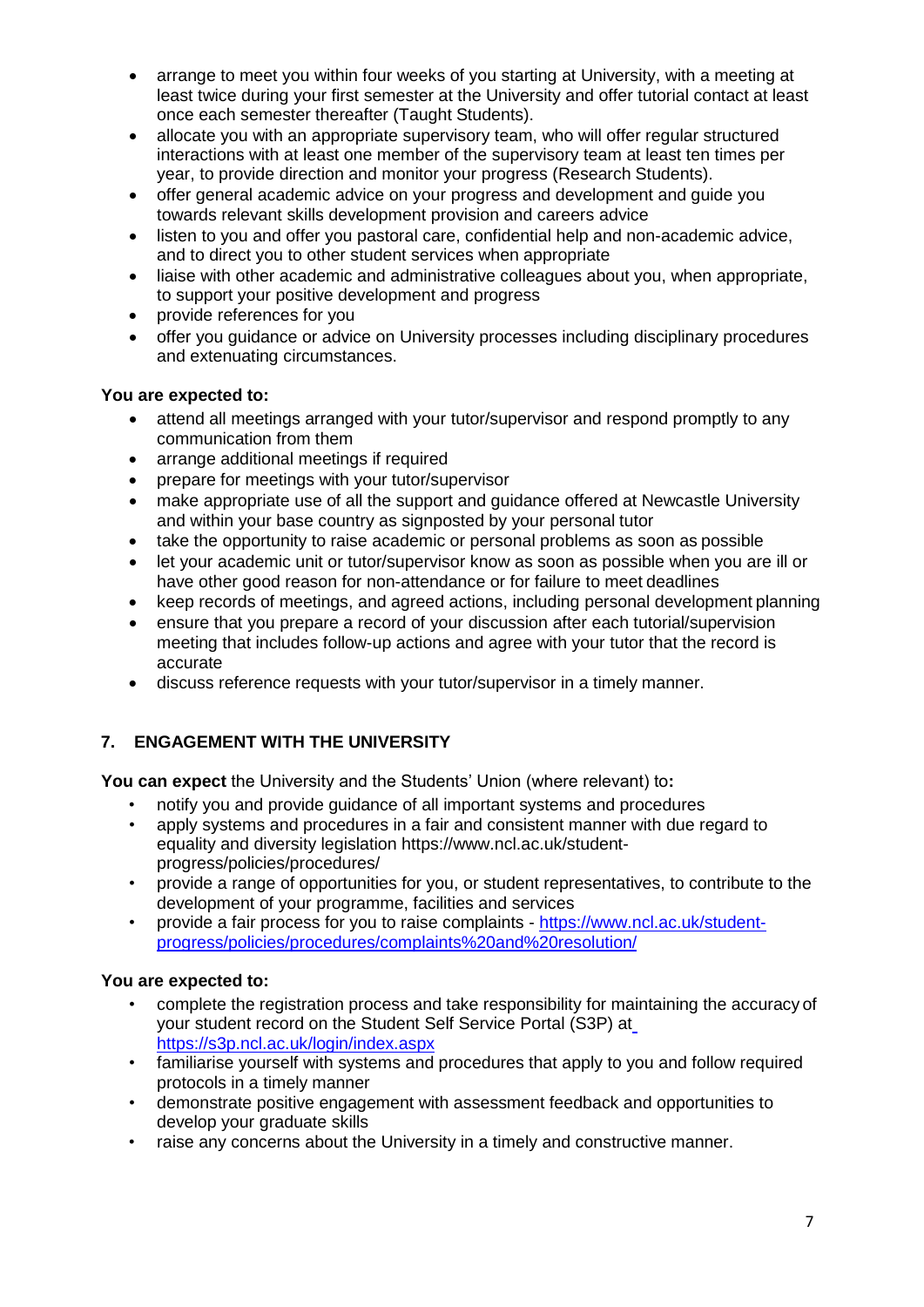- arrange to meet you within four weeks of you starting at University, with a meeting at least twice during your first semester at the University and offer tutorial contact at least once each semester thereafter (Taught Students).
- allocate you with an appropriate supervisory team, who will offer regular structured interactions with at least one member of the supervisory team at least ten times per year, to provide direction and monitor your progress (Research Students).
- offer general academic advice on your progress and development and guide you towards relevant skills development provision and careers advice
- listen to you and offer you pastoral care, confidential help and non-academic advice, and to direct you to other student services when appropriate
- liaise with other academic and administrative colleagues about you, when appropriate, to support your positive development and progress
- provide references for you
- offer you guidance or advice on University processes including disciplinary procedures and extenuating circumstances.

**You are expected to:**

- attend all meetings arranged with your tutor/supervisor and respond promptly to any communication from them
- arrange additional meetings if required
- prepare for meetings with your tutor/supervisor
- make appropriate use of all the support and guidance offered at Newcastle University and within your base country as signposted by your personal tutor
- take the opportunity to raise academic or personal problems as soon as possible
- let your academic unit or tutor/supervisor know as soon as possible when you are ill or have other good reason for non-attendance or for failure to meet deadlines
- keep records of meetings, and agreed actions, including personal development planning
- ensure that you prepare a record of your discussion after each tutorial/supervision meeting that includes follow-up actions and agree with your tutor that the record is accurate
- discuss reference requests with your tutor/supervisor in a timely manner.

## 7. ENGAGEMENT WITH THE UNIVERSITY

**You can expect** the University and the Students' Union (where relevant) to**:**

- notify you and provide guidance of all important systems and procedures
- apply systems and procedures in a fair and consistent manner with due regard to equality and diversity legislation https://www.ncl.ac.uk/student-progress/policies/procedures/
- provide a range of opportunities for you, or student representatives, to contribute to the development of your programme, facilities and services
- provide a fair process for you to raise complaints - https://www.ncl.ac.uk/student-progress/policies/procedures/complaints%20and%20resolution/

**You are expected to:**

- complete the registration process and take responsibility for maintaining the accuracy of your student record on the Student Self Service Portal (S3P) at https://s3p.ncl.ac.uk/login/index.aspx
- familiarise yourself with systems and procedures that apply to you and follow required protocols in a timely manner
- demonstrate positive engagement with assessment feedback and opportunities to develop your graduate skills
- raise any concerns about the University in a timely and constructive manner.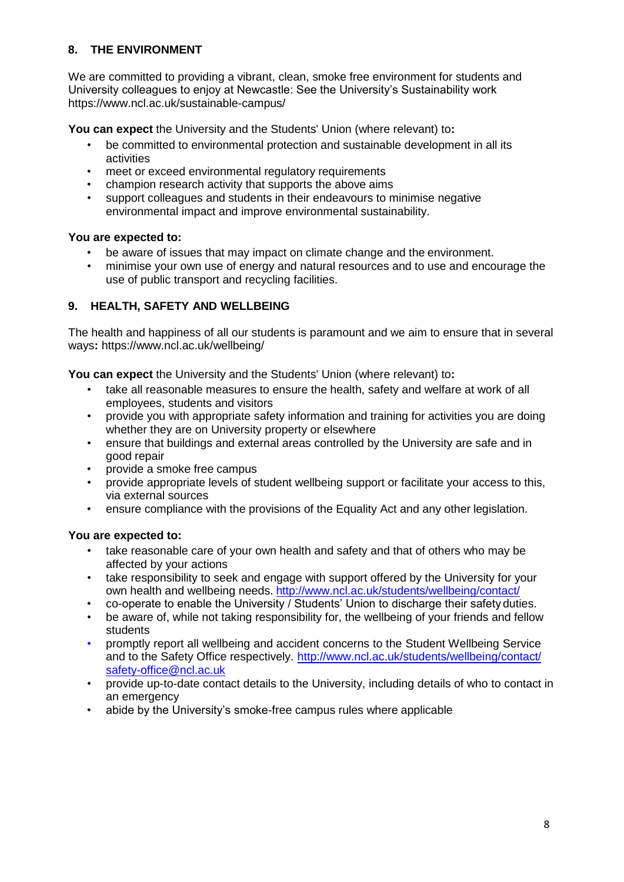## 8. THE ENVIRONMENT

We are committed to providing a vibrant, clean, smoke free environment for students and University colleagues to enjoy at Newcastle: See the University's Sustainability work https://www.ncl.ac.uk/sustainable-campus/

**You can expect** the University and the Students' Union (where relevant) to**:**

- be committed to environmental protection and sustainable development in all its activities
- meet or exceed environmental regulatory requirements
- champion research activity that supports the above aims
- support colleagues and students in their endeavours to minimise negative environmental impact and improve environmental sustainability.

**You are expected to:**

- be aware of issues that may impact on climate change and the environment.
- minimise your own use of energy and natural resources and to use and encourage the use of public transport and recycling facilities.

## 9. HEALTH, SAFETY AND WELLBEING

The health and happiness of all our students is paramount and we aim to ensure that in several ways**:** https://www.ncl.ac.uk/wellbeing/

**You can expect** the University and the Students' Union (where relevant) to**:**

- take all reasonable measures to ensure the health, safety and welfare at work of all employees, students and visitors
- provide you with appropriate safety information and training for activities you are doing whether they are on University property or elsewhere
- ensure that buildings and external areas controlled by the University are safe and in good repair
- provide a smoke free campus
- provide appropriate levels of student wellbeing support or facilitate your access to this, via external sources
- ensure compliance with the provisions of the Equality Act and any other legislation.

**You are expected to:**

- take reasonable care of your own health and safety and that of others who may be affected by your actions
- take responsibility to seek and engage with support offered by the University for your own health and wellbeing needs. http://www.ncl.ac.uk/students/wellbeing/contact/
- co-operate to enable the University / Students' Union to discharge their safety duties.
- be aware of, while not taking responsibility for, the wellbeing of your friends and fellow students
- promptly report all wellbeing and accident concerns to the Student Wellbeing Service and to the Safety Office respectively. http://www.ncl.ac.uk/students/wellbeing/contact/ safety-office@ncl.ac.uk
- provide up-to-date contact details to the University, including details of who to contact in an emergency
- abide by the University's smoke-free campus rules where applicable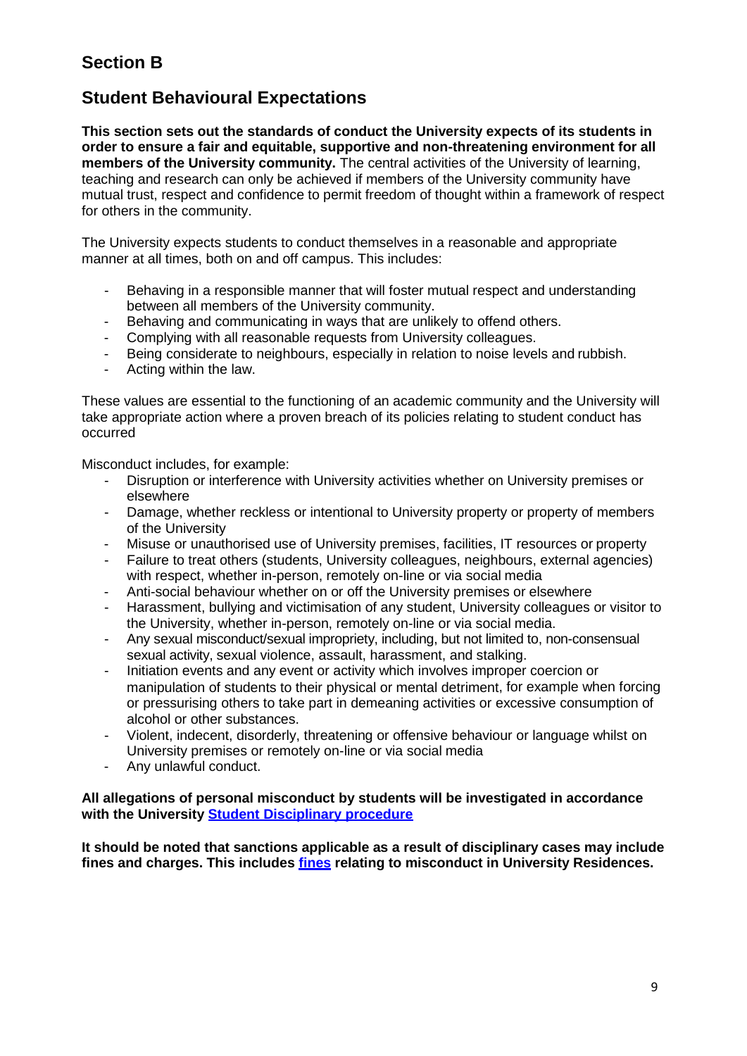## Section B

## Student Behavioural Expectations

**This section sets out the standards of conduct the University expects of its students in order to ensure a fair and equitable, supportive and non-threatening environment for all members of the University community.** The central activities of the University of learning, teaching and research can only be achieved if members of the University community have mutual trust, respect and confidence to permit freedom of thought within a framework of respect for others in the community.

The University expects students to conduct themselves in a reasonable and appropriate manner at all times, both on and off campus. This includes:

- Behaving in a responsible manner that will foster mutual respect and understanding between all members of the University community.
- Behaving and communicating in ways that are unlikely to offend others.
- Complying with all reasonable requests from University colleagues.
- Being considerate to neighbours, especially in relation to noise levels and rubbish.
- Acting within the law.

These values are essential to the functioning of an academic community and the University will take appropriate action where a proven breach of its policies relating to student conduct has occurred

Misconduct includes, for example:

- Disruption or interference with University activities whether on University premises or elsewhere
- Damage, whether reckless or intentional to University property or property of members of the University
- Misuse or unauthorised use of University premises, facilities, IT resources or property
- Failure to treat others (students, University colleagues, neighbours, external agencies) with respect, whether in-person, remotely on-line or via social media
- Anti-social behaviour whether on or off the University premises or elsewhere
- Harassment, bullying and victimisation of any student, University colleagues or visitor to the University, whether in-person, remotely on-line or via social media.
- Any sexual misconduct/sexual impropriety, including, but not limited to, non-consensual sexual activity, sexual violence, assault, harassment, and stalking.
- Initiation events and any event or activity which involves improper coercion or manipulation of students to their physical or mental detriment, for example when forcing or pressurising others to take part in demeaning activities or excessive consumption of alcohol or other substances.
- Violent, indecent, disorderly, threatening or offensive behaviour or language whilst on University premises or remotely on-line or via social media
- Any unlawful conduct.

**All allegations of personal misconduct by students will be investigated in accordance with the University Student Disciplinary procedure**

**It should be noted that sanctions applicable as a result of disciplinary cases may include fines and charges. This includes fines relating to misconduct in University Residences.**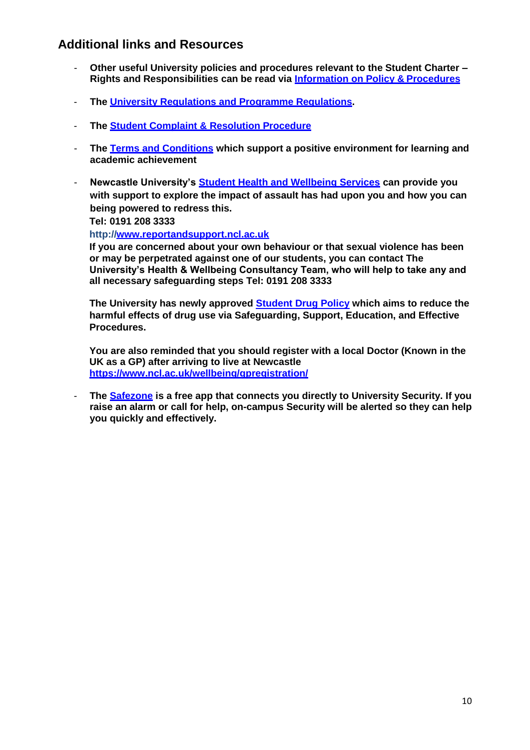## Additional links and Resources

- **Other useful University policies and procedures relevant to the Student Charter – Rights and Responsibilities can be read via Information on Policy & Procedures**

- **The University Regulations and Programme Regulations.**

- **The Student Complaint & Resolution Procedure**

- **The Terms and Conditions which support a positive environment for learning and academic achievement**

- **Newcastle University's Student Health and Wellbeing Services can provide you with support to explore the impact of assault has had upon you and how you can being powered to redress this.**

  **Tel: 0191 208 3333**

  **http://www.reportandsupport.ncl.ac.uk**

  **If you are concerned about your own behaviour or that sexual violence has been or may be perpetrated against one of our students, you can contact The University's Health & Wellbeing Consultancy Team, who will help to take any and all necessary safeguarding steps Tel: 0191 208 3333**

  **The University has newly approved Student Drug Policy which aims to reduce the harmful effects of drug use via Safeguarding, Support, Education, and Effective Procedures.**

  **You are also reminded that you should register with a local Doctor (Known in the UK as a GP) after arriving to live at Newcastle https://www.ncl.ac.uk/wellbeing/gpregistration/**

- **The Safezone is a free app that connects you directly to University Security. If you raise an alarm or call for help, on-campus Security will be alerted so they can help you quickly and effectively.**